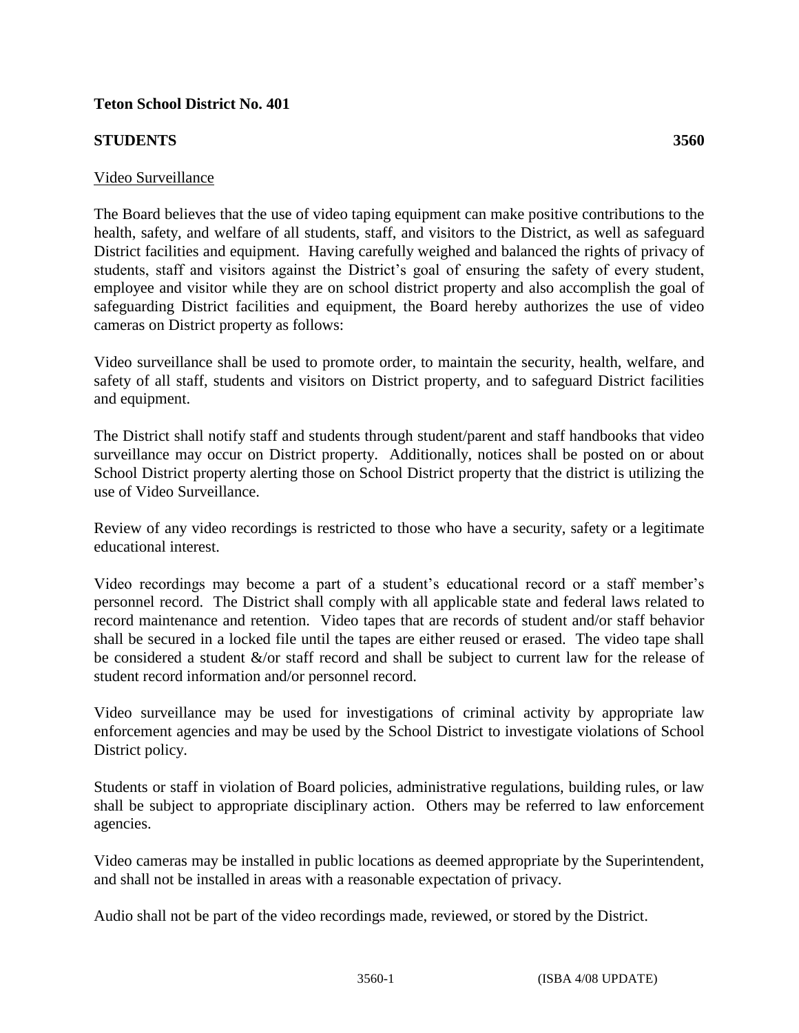**Teton School District No. 401**

**STUDENTS 3560**

Video Surveillance

The Board believes that the use of video taping equipment can make positive contributions to the health, safety, and welfare of all students, staff, and visitors to the District, as well as safeguard District facilities and equipment. Having carefully weighed and balanced the rights of privacy of students, staff and visitors against the District's goal of ensuring the safety of every student, employee and visitor while they are on school district property and also accomplish the goal of safeguarding District facilities and equipment, the Board hereby authorizes the use of video cameras on District property as follows:

Video surveillance shall be used to promote order, to maintain the security, health, welfare, and safety of all staff, students and visitors on District property, and to safeguard District facilities and equipment.

The District shall notify staff and students through student/parent and staff handbooks that video surveillance may occur on District property. Additionally, notices shall be posted on or about School District property alerting those on School District property that the district is utilizing the use of Video Surveillance.

Review of any video recordings is restricted to those who have a security, safety or a legitimate educational interest.

Video recordings may become a part of a student's educational record or a staff member's personnel record. The District shall comply with all applicable state and federal laws related to record maintenance and retention. Video tapes that are records of student and/or staff behavior shall be secured in a locked file until the tapes are either reused or erased. The video tape shall be considered a student &/or staff record and shall be subject to current law for the release of student record information and/or personnel record.

Video surveillance may be used for investigations of criminal activity by appropriate law enforcement agencies and may be used by the School District to investigate violations of School District policy.

Students or staff in violation of Board policies, administrative regulations, building rules, or law shall be subject to appropriate disciplinary action. Others may be referred to law enforcement agencies.

Video cameras may be installed in public locations as deemed appropriate by the Superintendent, and shall not be installed in areas with a reasonable expectation of privacy.

Audio shall not be part of the video recordings made, reviewed, or stored by the District.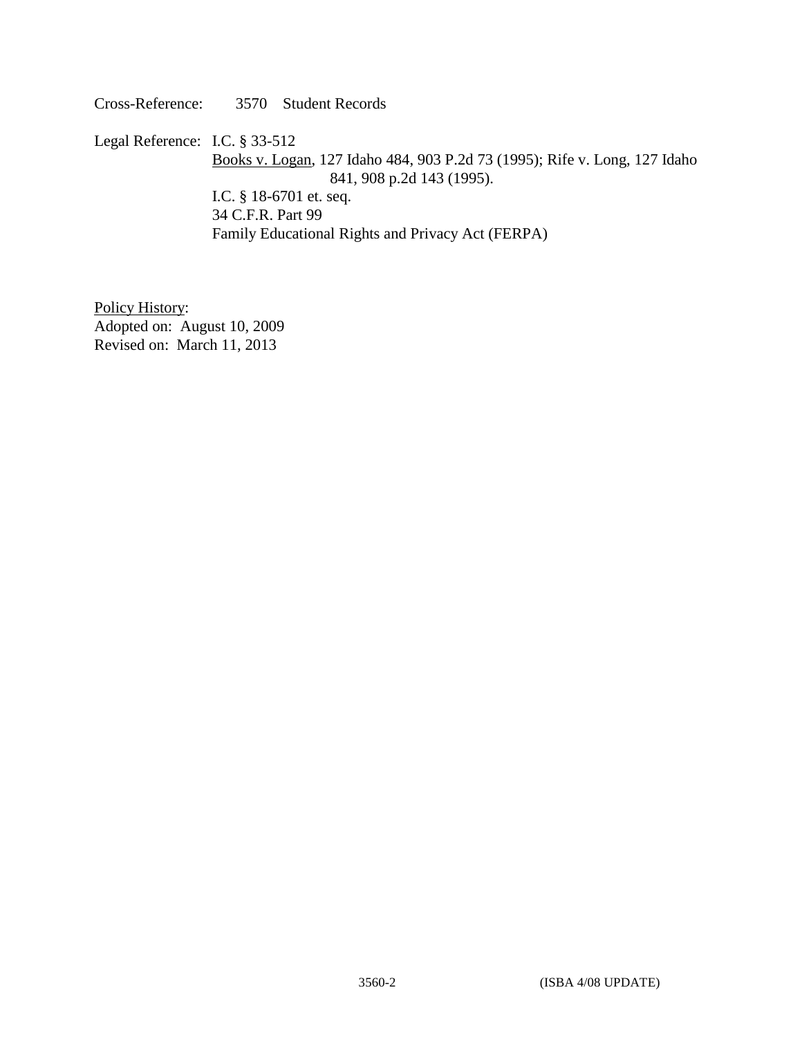Cross-Reference: 3570 Student Records

Legal Reference: I.C. § 33-512
Books v. Logan, 127 Idaho 484, 903 P.2d 73 (1995); Rife v. Long, 127 Idaho 841, 908 p.2d 143 (1995).
I.C. § 18-6701 et. seq.
34 C.F.R. Part 99
Family Educational Rights and Privacy Act (FERPA)

Policy History:
Adopted on: August 10, 2009
Revised on: March 11, 2013